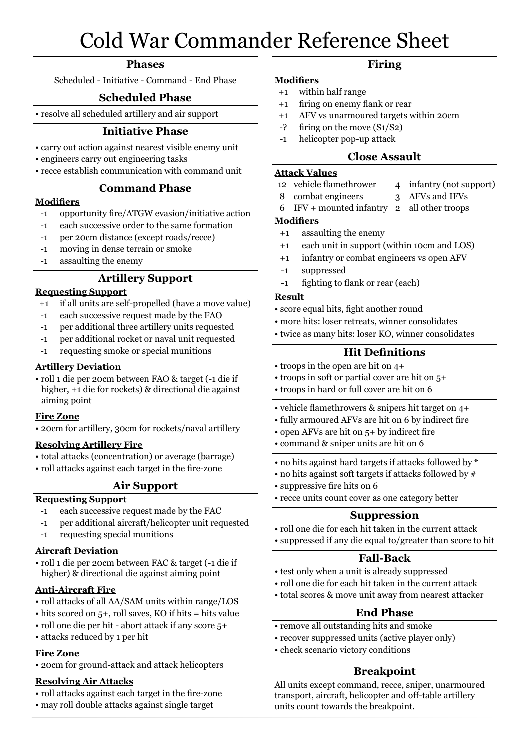# Cold War Commander Reference Sheet

## Phases

Scheduled - Initiative - Command - End Phase

## Scheduled Phase

- resolve all scheduled artillery and air support

## Initiative Phase

- carry out action against nearest visible enemy unit
- engineers carry out engineering tasks
- recce establish communication with command unit

## Command Phase

**Modifiers**

| | |
|---|---|
| -1 | opportunity fire/ATGW evasion/initiative action |
| -1 | each successive order to the same formation |
| -1 | per 20cm distance (except roads/recce) |
| -1 | moving in dense terrain or smoke |
| -1 | assaulting the enemy |

## Artillery Support

**Requesting Support**

| | |
|---|---|
| +1 | if all units are self-propelled (have a move value) |
| -1 | each successive request made by the FAO |
| -1 | per additional three artillery units requested |
| -1 | per additional rocket or naval unit requested |
| -1 | requesting smoke or special munitions |

**Artillery Deviation**

- roll 1 die per 20cm between FAO & target (-1 die if higher, +1 die for rockets) & directional die against aiming point

**Fire Zone**

- 20cm for artillery, 30cm for rockets/naval artillery

**Resolving Artillery Fire**

- total attacks (concentration) or average (barrage)
- roll attacks against each target in the fire-zone

## Air Support

**Requesting Support**

| | |
|---|---|
| -1 | each successive request made by the FAC |
| -1 | per additional aircraft/helicopter unit requested |
| -1 | requesting special munitions |

**Aircraft Deviation**

- roll 1 die per 20cm between FAC & target (-1 die if higher) & directional die against aiming point

**Anti-Aircraft Fire**

- roll attacks of all AA/SAM units within range/LOS
- hits scored on 5+, roll saves, KO if hits = hits value
- roll one die per hit - abort attack if any score 5+
- attacks reduced by 1 per hit

**Fire Zone**

- 20cm for ground-attack and attack helicopters

**Resolving Air Attacks**

- roll attacks against each target in the fire-zone
- may roll double attacks against single target

## Firing

**Modifiers**

| | |
|---|---|
| +1 | within half range |
| +1 | firing on enemy flank or rear |
| +1 | AFV vs unarmoured targets within 20cm |
| -? | firing on the move (S1/S2) |
| -1 | helicopter pop-up attack |

## Close Assault

**Attack Values**

| | | | |
|---|---|---|---|
| 12 | vehicle flamethrower | 4 | infantry (not support) |
| 8 | combat engineers | 3 | AFVs and IFVs |
| 6 | IFV + mounted infantry | 2 | all other troops |

**Modifiers**

| | |
|---|---|
| +1 | assaulting the enemy |
| +1 | each unit in support (within 10cm and LOS) |
| +1 | infantry or combat engineers vs open AFV |
| -1 | suppressed |
| -1 | fighting to flank or rear (each) |

**Result**

- score equal hits, fight another round
- more hits: loser retreats, winner consolidates
- twice as many hits: loser KO, winner consolidates

## Hit Definitions

- troops in the open are hit on 4+
- troops in soft or partial cover are hit on 5+
- troops in hard or full cover are hit on 6

- vehicle flamethrowers & snipers hit target on 4+
- fully armoured AFVs are hit on 6 by indirect fire
- open AFVs are hit on 5+ by indirect fire
- command & sniper units are hit on 6

- no hits against hard targets if attacks followed by *
- no hits against soft targets if attacks followed by #
- suppressive fire hits on 6
- recce units count cover as one category better

## Suppression

- roll one die for each hit taken in the current attack
- suppressed if any die equal to/greater than score to hit

## Fall-Back

- test only when a unit is already suppressed
- roll one die for each hit taken in the current attack
- total scores & move unit away from nearest attacker

## End Phase

- remove all outstanding hits and smoke
- recover suppressed units (active player only)
- check scenario victory conditions

## Breakpoint

All units except command, recce, sniper, unarmoured transport, aircraft, helicopter and off-table artillery units count towards the breakpoint.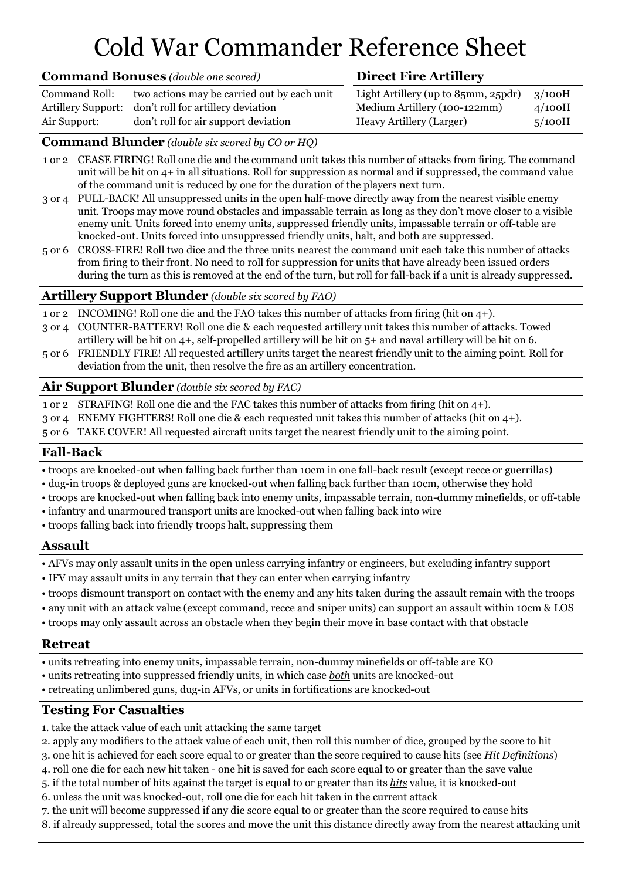# Cold War Commander Reference Sheet

## Command Bonuses *(double one scored)*

| | |
|---|---|
| Command Roll: | two actions may be carried out by each unit |
| Artillery Support: | don't roll for artillery deviation |
| Air Support: | don't roll for air support deviation |

## Direct Fire Artillery

| | |
|---|---|
| Light Artillery (up to 85mm, 25pdr) | 3/100H |
| Medium Artillery (100-122mm) | 4/100H |
| Heavy Artillery (Larger) | 5/100H |

## Command Blunder *(double six scored by CO or HQ)*

1 or 2 CEASE FIRING! Roll one die and the command unit takes this number of attacks from firing. The command unit will be hit on 4+ in all situations. Roll for suppression as normal and if suppressed, the command value of the command unit is reduced by one for the duration of the players next turn.

3 or 4 PULL-BACK! All unsuppressed units in the open half-move directly away from the nearest visible enemy unit. Troops may move round obstacles and impassable terrain as long as they don't move closer to a visible enemy unit. Units forced into enemy units, suppressed friendly units, impassable terrain or off-table are knocked-out. Units forced into unsuppressed friendly units, halt, and both are suppressed.

5 or 6 CROSS-FIRE! Roll two dice and the three units nearest the command unit each take this number of attacks from firing to their front. No need to roll for suppression for units that have already been issued orders during the turn as this is removed at the end of the turn, but roll for fall-back if a unit is already suppressed.

## Artillery Support Blunder *(double six scored by FAO)*

1 or 2 INCOMING! Roll one die and the FAO takes this number of attacks from firing (hit on 4+).

3 or 4 COUNTER-BATTERY! Roll one die & each requested artillery unit takes this number of attacks. Towed artillery will be hit on 4+, self-propelled artillery will be hit on 5+ and naval artillery will be hit on 6.

5 or 6 FRIENDLY FIRE! All requested artillery units target the nearest friendly unit to the aiming point. Roll for deviation from the unit, then resolve the fire as an artillery concentration.

## Air Support Blunder *(double six scored by FAC)*

1 or 2 STRAFING! Roll one die and the FAC takes this number of attacks from firing (hit on 4+).

3 or 4 ENEMY FIGHTERS! Roll one die & each requested unit takes this number of attacks (hit on 4+).

5 or 6 TAKE COVER! All requested aircraft units target the nearest friendly unit to the aiming point.

## Fall-Back

- troops are knocked-out when falling back further than 10cm in one fall-back result (except recce or guerrillas)
- dug-in troops & deployed guns are knocked-out when falling back further than 10cm, otherwise they hold
- troops are knocked-out when falling back into enemy units, impassable terrain, non-dummy minefields, or off-table
- infantry and unarmoured transport units are knocked-out when falling back into wire
- troops falling back into friendly troops halt, suppressing them

## Assault

- AFVs may only assault units in the open unless carrying infantry or engineers, but excluding infantry support
- IFV may assault units in any terrain that they can enter when carrying infantry
- troops dismount transport on contact with the enemy and any hits taken during the assault remain with the troops
- any unit with an attack value (except command, recce and sniper units) can support an assault within 10cm & LOS
- troops may only assault across an obstacle when they begin their move in base contact with that obstacle

## Retreat

- units retreating into enemy units, impassable terrain, non-dummy minefields or off-table are KO
- units retreating into suppressed friendly units, in which case ***both*** units are knocked-out
- retreating unlimbered guns, dug-in AFVs, or units in fortifications are knocked-out

## Testing For Casualties

1. take the attack value of each unit attacking the same target
2. apply any modifiers to the attack value of each unit, then roll this number of dice, grouped by the score to hit
3. one hit is achieved for each score equal to or greater than the score required to cause hits (see ***Hit Definitions***)
4. roll one die for each new hit taken - one hit is saved for each score equal to or greater than the save value
5. if the total number of hits against the target is equal to or greater than its ***hits*** value, it is knocked-out
6. unless the unit was knocked-out, roll one die for each hit taken in the current attack
7. the unit will become suppressed if any die score equal to or greater than the score required to cause hits
8. if already suppressed, total the scores and move the unit this distance directly away from the nearest attacking unit